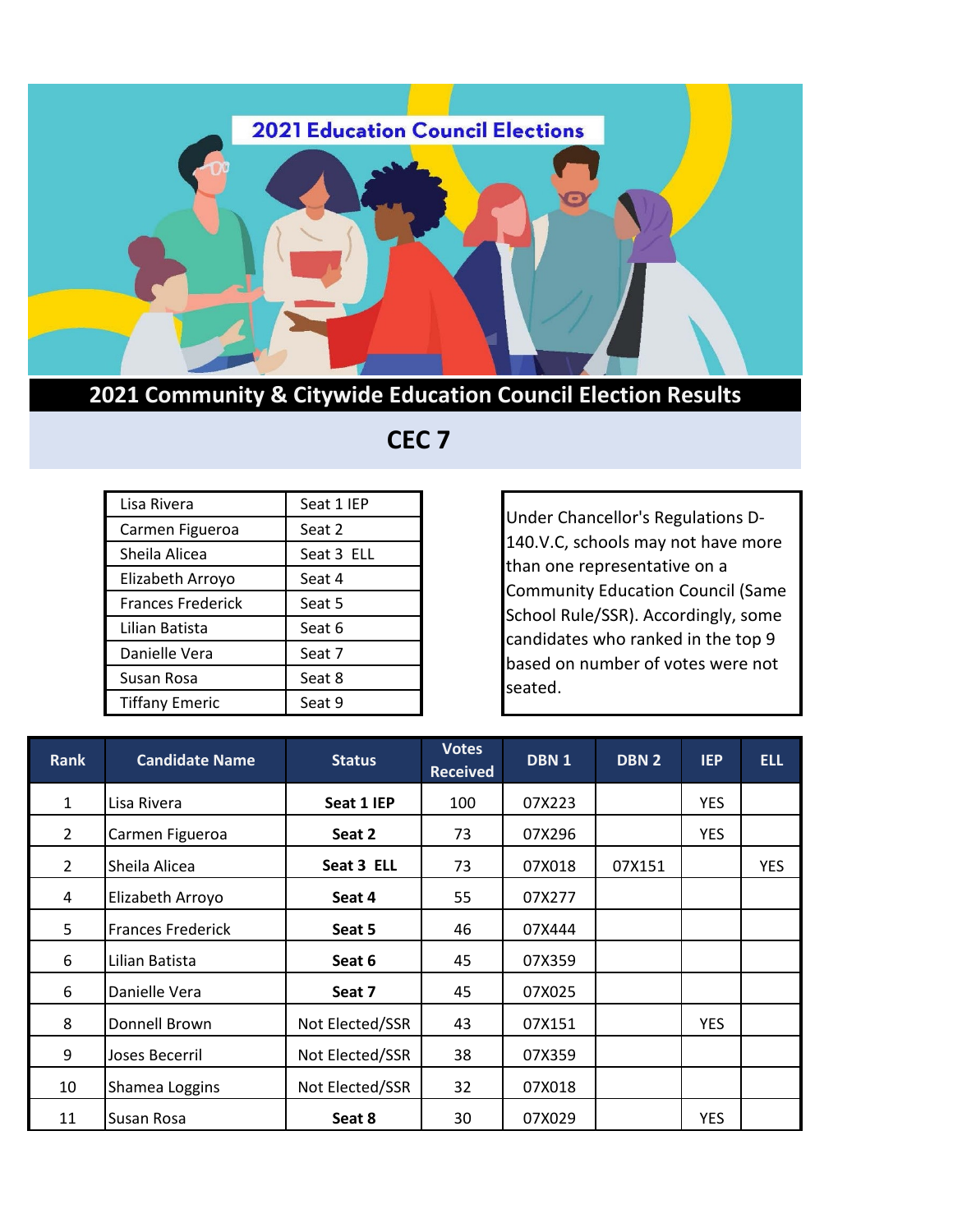# 2021 Education Council Elections

## 2021 Community & Citywide Education Council Election Results

## CEC 7

| | |
|---|---|
| Lisa Rivera | Seat 1 IEP |
| Carmen Figueroa | Seat 2 |
| Sheila Alicea | Seat 3 ELL |
| Elizabeth Arroyo | Seat 4 |
| Frances Frederick | Seat 5 |
| Lilian Batista | Seat 6 |
| Danielle Vera | Seat 7 |
| Susan Rosa | Seat 8 |
| Tiffany Emeric | Seat 9 |

Under Chancellor's Regulations D-140.V.C, schools may not have more than one representative on a Community Education Council (Same School Rule/SSR). Accordingly, some candidates who ranked in the top 9 based on number of votes were not seated.

| Rank | Candidate Name | Status | Votes Received | DBN 1 | DBN 2 | IEP | ELL |
|---|---|---|---|---|---|---|---|
| 1 | Lisa Rivera | **Seat 1 IEP** | 100 | 07X223 | | YES | |
| 2 | Carmen Figueroa | **Seat 2** | 73 | 07X296 | | YES | |
| 2 | Sheila Alicea | **Seat 3 ELL** | 73 | 07X018 | 07X151 | | YES |
| 4 | Elizabeth Arroyo | **Seat 4** | 55 | 07X277 | | | |
| 5 | Frances Frederick | **Seat 5** | 46 | 07X444 | | | |
| 6 | Lilian Batista | **Seat 6** | 45 | 07X359 | | | |
| 6 | Danielle Vera | **Seat 7** | 45 | 07X025 | | | |
| 8 | Donnell Brown | Not Elected/SSR | 43 | 07X151 | | YES | |
| 9 | Joses Becerril | Not Elected/SSR | 38 | 07X359 | | | |
| 10 | Shamea Loggins | Not Elected/SSR | 32 | 07X018 | | | |
| 11 | Susan Rosa | **Seat 8** | 30 | 07X029 | | YES | |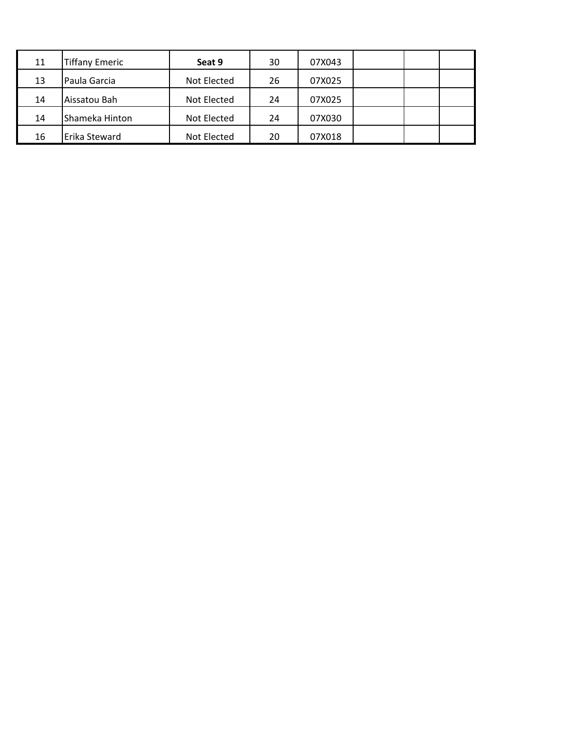| | | | | | | | |
|---|---|---|---|---|---|---|---|
| 11 | Tiffany Emeric | **Seat 9** | 30 | 07X043 | | | |
| 13 | Paula Garcia | Not Elected | 26 | 07X025 | | | |
| 14 | Aissatou Bah | Not Elected | 24 | 07X025 | | | |
| 14 | Shameka Hinton | Not Elected | 24 | 07X030 | | | |
| 16 | Erika Steward | Not Elected | 20 | 07X018 | | | |